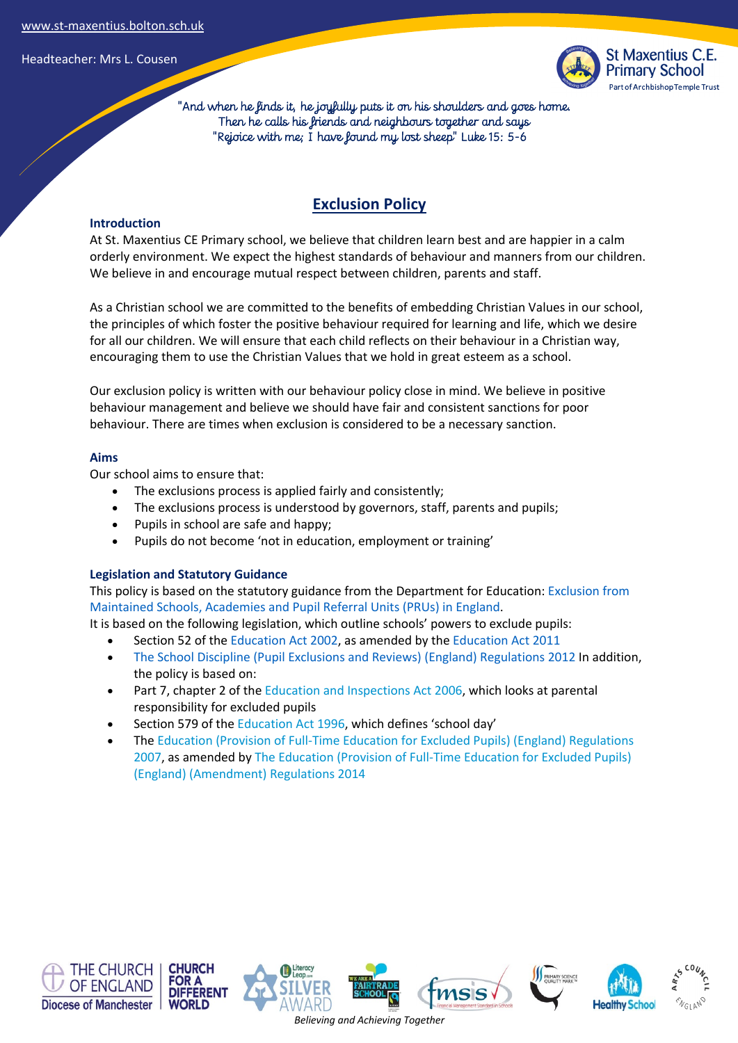www.st-maxentius.bolton.sch.uk

Headteacher: Mrs L. Cousen

St Maxentius C.E. Primary School
Part of Archbishop Temple Trust

"And when he finds it, he joyfully puts it on his shoulders and goes home. Then he calls his friends and neighbours together and says "Rejoice with me; I have found my lost sheep" Luke 15: 5-6

# Exclusion Policy

## Introduction

At St. Maxentius CE Primary school, we believe that children learn best and are happier in a calm orderly environment. We expect the highest standards of behaviour and manners from our children. We believe in and encourage mutual respect between children, parents and staff.

As a Christian school we are committed to the benefits of embedding Christian Values in our school, the principles of which foster the positive behaviour required for learning and life, which we desire for all our children. We will ensure that each child reflects on their behaviour in a Christian way, encouraging them to use the Christian Values that we hold in great esteem as a school.

Our exclusion policy is written with our behaviour policy close in mind. We believe in positive behaviour management and believe we should have fair and consistent sanctions for poor behaviour. There are times when exclusion is considered to be a necessary sanction.

## Aims

Our school aims to ensure that:

- The exclusions process is applied fairly and consistently;
- The exclusions process is understood by governors, staff, parents and pupils;
- Pupils in school are safe and happy;
- Pupils do not become 'not in education, employment or training'

## Legislation and Statutory Guidance

This policy is based on the statutory guidance from the Department for Education: Exclusion from Maintained Schools, Academies and Pupil Referral Units (PRUs) in England.

It is based on the following legislation, which outline schools' powers to exclude pupils:

- Section 52 of the Education Act 2002, as amended by the Education Act 2011
- The School Discipline (Pupil Exclusions and Reviews) (England) Regulations 2012 In addition, the policy is based on:
- Part 7, chapter 2 of the Education and Inspections Act 2006, which looks at parental responsibility for excluded pupils
- Section 579 of the Education Act 1996, which defines 'school day'
- The Education (Provision of Full-Time Education for Excluded Pupils) (England) Regulations 2007, as amended by The Education (Provision of Full-Time Education for Excluded Pupils) (England) (Amendment) Regulations 2014

*Believing and Achieving Together*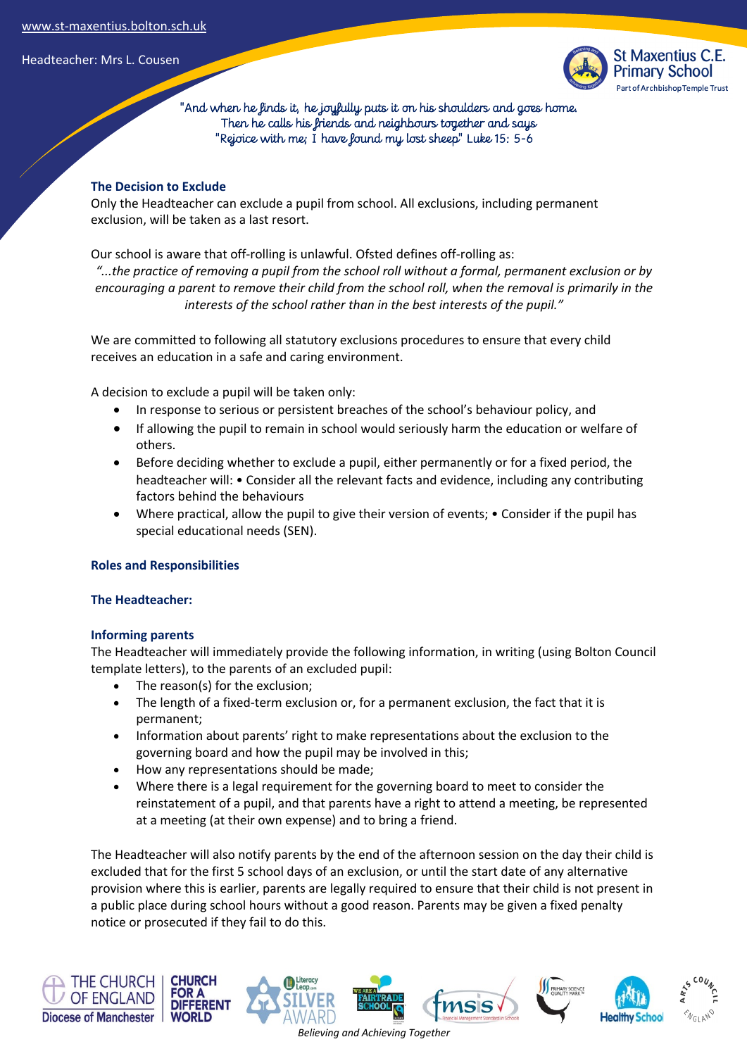## The Decision to Exclude

Only the Headteacher can exclude a pupil from school. All exclusions, including permanent exclusion, will be taken as a last resort.

Our school is aware that off-rolling is unlawful. Ofsted defines off-rolling as:

*"...the practice of removing a pupil from the school roll without a formal, permanent exclusion or by encouraging a parent to remove their child from the school roll, when the removal is primarily in the interests of the school rather than in the best interests of the pupil."*

We are committed to following all statutory exclusions procedures to ensure that every child receives an education in a safe and caring environment.

A decision to exclude a pupil will be taken only:

- In response to serious or persistent breaches of the school's behaviour policy, and
- If allowing the pupil to remain in school would seriously harm the education or welfare of others.
- Before deciding whether to exclude a pupil, either permanently or for a fixed period, the headteacher will: • Consider all the relevant facts and evidence, including any contributing factors behind the behaviours
- Where practical, allow the pupil to give their version of events; • Consider if the pupil has special educational needs (SEN).

## Roles and Responsibilities

### The Headteacher:

### Informing parents

The Headteacher will immediately provide the following information, in writing (using Bolton Council template letters), to the parents of an excluded pupil:

- The reason(s) for the exclusion;
- The length of a fixed-term exclusion or, for a permanent exclusion, the fact that it is permanent;
- Information about parents' right to make representations about the exclusion to the governing board and how the pupil may be involved in this;
- How any representations should be made;
- Where there is a legal requirement for the governing board to meet to consider the reinstatement of a pupil, and that parents have a right to attend a meeting, be represented at a meeting (at their own expense) and to bring a friend.

The Headteacher will also notify parents by the end of the afternoon session on the day their child is excluded that for the first 5 school days of an exclusion, or until the start date of any alternative provision where this is earlier, parents are legally required to ensure that their child is not present in a public place during school hours without a good reason. Parents may be given a fixed penalty notice or prosecuted if they fail to do this.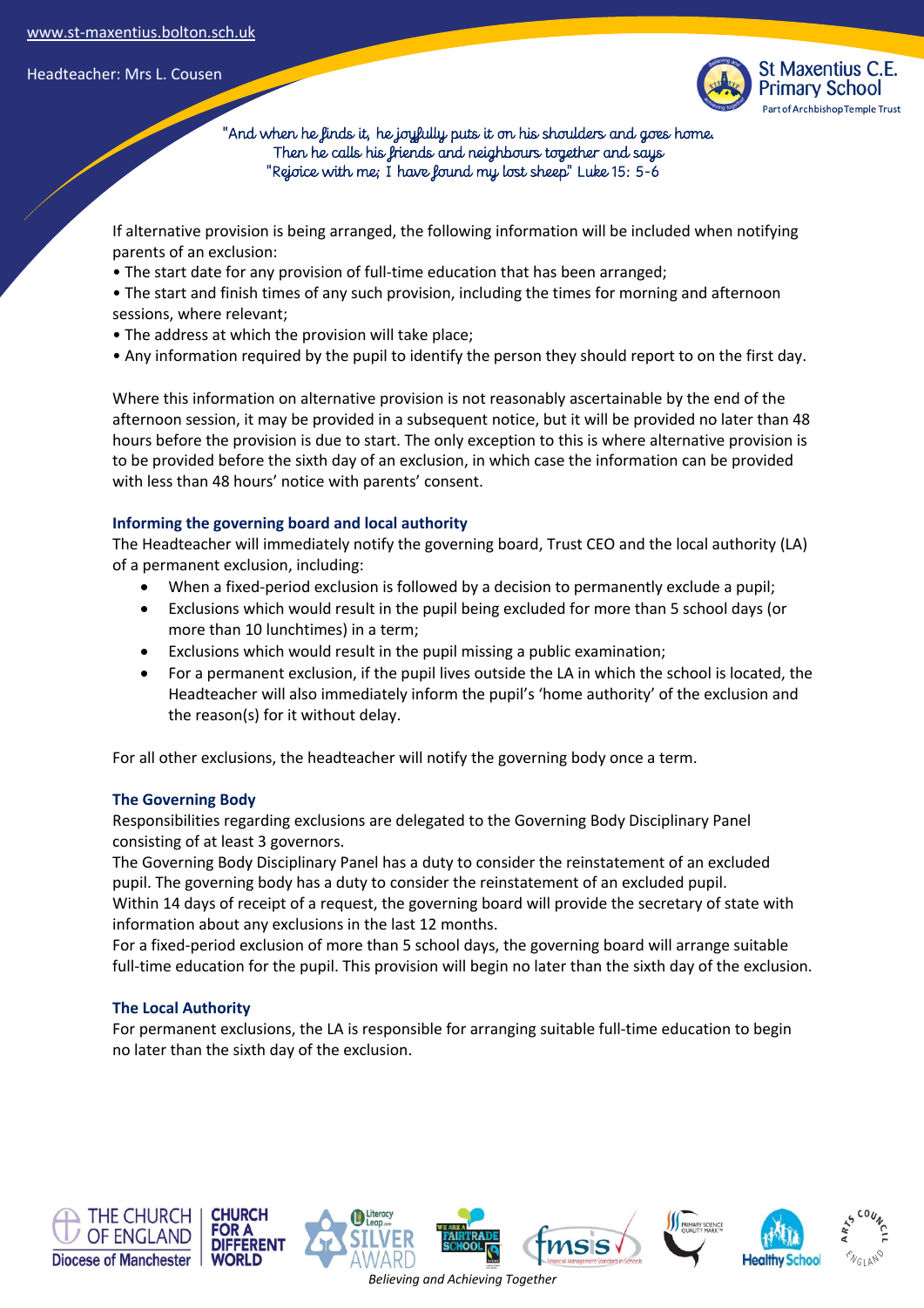If alternative provision is being arranged, the following information will be included when notifying parents of an exclusion:

• The start date for any provision of full-time education that has been arranged;
• The start and finish times of any such provision, including the times for morning and afternoon sessions, where relevant;
• The address at which the provision will take place;
• Any information required by the pupil to identify the person they should report to on the first day.

Where this information on alternative provision is not reasonably ascertainable by the end of the afternoon session, it may be provided in a subsequent notice, but it will be provided no later than 48 hours before the provision is due to start. The only exception to this is where alternative provision is to be provided before the sixth day of an exclusion, in which case the information can be provided with less than 48 hours' notice with parents' consent.

### Informing the governing board and local authority

The Headteacher will immediately notify the governing board, Trust CEO and the local authority (LA) of a permanent exclusion, including:

- When a fixed-period exclusion is followed by a decision to permanently exclude a pupil;
- Exclusions which would result in the pupil being excluded for more than 5 school days (or more than 10 lunchtimes) in a term;
- Exclusions which would result in the pupil missing a public examination;
- For a permanent exclusion, if the pupil lives outside the LA in which the school is located, the Headteacher will also immediately inform the pupil's 'home authority' of the exclusion and the reason(s) for it without delay.

For all other exclusions, the headteacher will notify the governing body once a term.

### The Governing Body

Responsibilities regarding exclusions are delegated to the Governing Body Disciplinary Panel consisting of at least 3 governors.
The Governing Body Disciplinary Panel has a duty to consider the reinstatement of an excluded pupil. The governing body has a duty to consider the reinstatement of an excluded pupil.
Within 14 days of receipt of a request, the governing board will provide the secretary of state with information about any exclusions in the last 12 months.
For a fixed-period exclusion of more than 5 school days, the governing board will arrange suitable full-time education for the pupil. This provision will begin no later than the sixth day of the exclusion.

### The Local Authority

For permanent exclusions, the LA is responsible for arranging suitable full-time education to begin no later than the sixth day of the exclusion.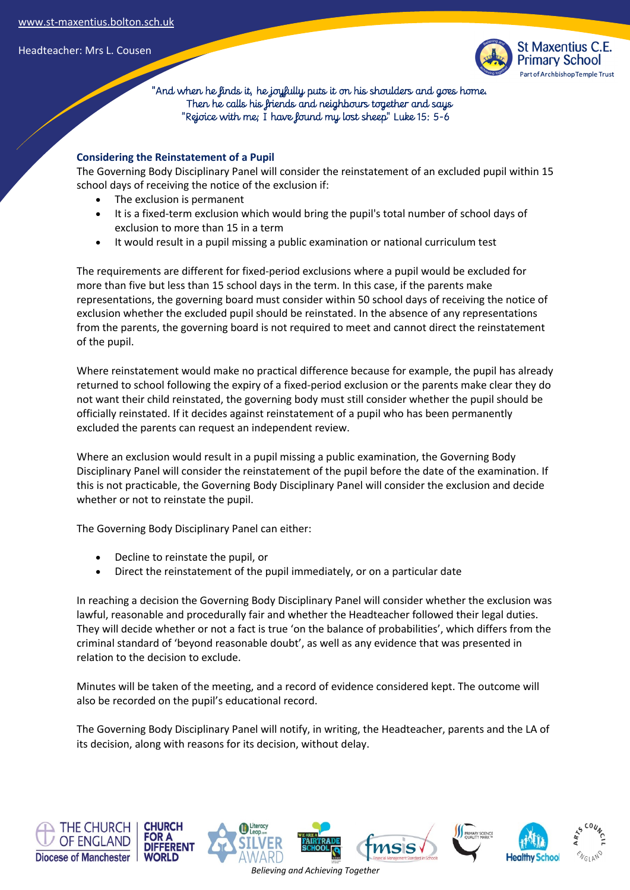## Considering the Reinstatement of a Pupil

The Governing Body Disciplinary Panel will consider the reinstatement of an excluded pupil within 15 school days of receiving the notice of the exclusion if:

- The exclusion is permanent
- It is a fixed-term exclusion which would bring the pupil's total number of school days of exclusion to more than 15 in a term
- It would result in a pupil missing a public examination or national curriculum test

The requirements are different for fixed-period exclusions where a pupil would be excluded for more than five but less than 15 school days in the term. In this case, if the parents make representations, the governing board must consider within 50 school days of receiving the notice of exclusion whether the excluded pupil should be reinstated. In the absence of any representations from the parents, the governing board is not required to meet and cannot direct the reinstatement of the pupil.

Where reinstatement would make no practical difference because for example, the pupil has already returned to school following the expiry of a fixed-period exclusion or the parents make clear they do not want their child reinstated, the governing body must still consider whether the pupil should be officially reinstated. If it decides against reinstatement of a pupil who has been permanently excluded the parents can request an independent review.

Where an exclusion would result in a pupil missing a public examination, the Governing Body Disciplinary Panel will consider the reinstatement of the pupil before the date of the examination. If this is not practicable, the Governing Body Disciplinary Panel will consider the exclusion and decide whether or not to reinstate the pupil.

The Governing Body Disciplinary Panel can either:

- Decline to reinstate the pupil, or
- Direct the reinstatement of the pupil immediately, or on a particular date

In reaching a decision the Governing Body Disciplinary Panel will consider whether the exclusion was lawful, reasonable and procedurally fair and whether the Headteacher followed their legal duties. They will decide whether or not a fact is true 'on the balance of probabilities', which differs from the criminal standard of 'beyond reasonable doubt', as well as any evidence that was presented in relation to the decision to exclude.

Minutes will be taken of the meeting, and a record of evidence considered kept. The outcome will also be recorded on the pupil's educational record.

The Governing Body Disciplinary Panel will notify, in writing, the Headteacher, parents and the LA of its decision, along with reasons for its decision, without delay.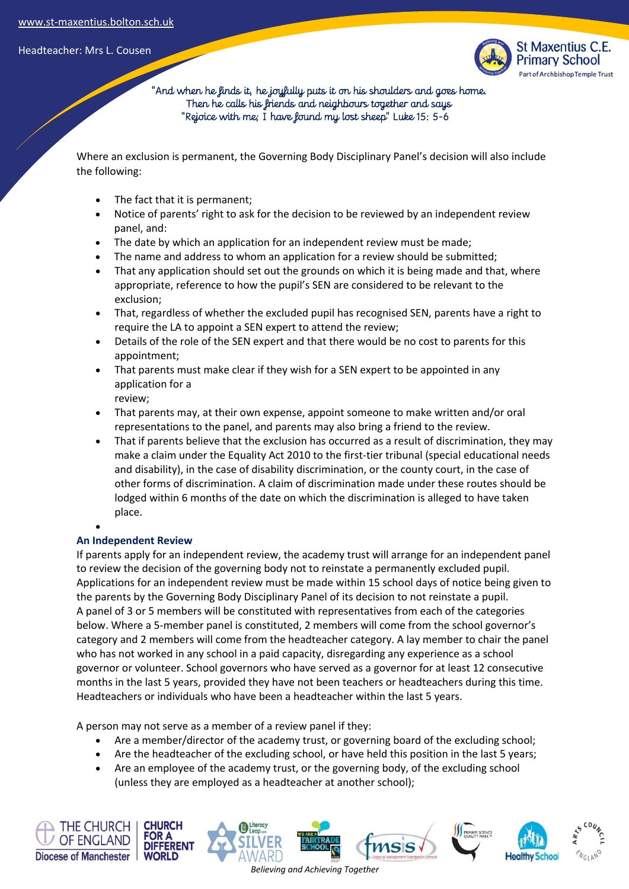Where an exclusion is permanent, the Governing Body Disciplinary Panel's decision will also include the following:

- The fact that it is permanent;
- Notice of parents' right to ask for the decision to be reviewed by an independent review panel, and:
- The date by which an application for an independent review must be made;
- The name and address to whom an application for a review should be submitted;
- That any application should set out the grounds on which it is being made and that, where appropriate, reference to how the pupil's SEN are considered to be relevant to the exclusion;
- That, regardless of whether the excluded pupil has recognised SEN, parents have a right to require the LA to appoint a SEN expert to attend the review;
- Details of the role of the SEN expert and that there would be no cost to parents for this appointment;
- That parents must make clear if they wish for a SEN expert to be appointed in any application for a review;
- That parents may, at their own expense, appoint someone to make written and/or oral representations to the panel, and parents may also bring a friend to the review.
- That if parents believe that the exclusion has occurred as a result of discrimination, they may make a claim under the Equality Act 2010 to the first-tier tribunal (special educational needs and disability), in the case of disability discrimination, or the county court, in the case of other forms of discrimination. A claim of discrimination made under these routes should be lodged within 6 months of the date on which the discrimination is alleged to have taken place.

### An Independent Review

If parents apply for an independent review, the academy trust will arrange for an independent panel to review the decision of the governing body not to reinstate a permanently excluded pupil. Applications for an independent review must be made within 15 school days of notice being given to the parents by the Governing Body Disciplinary Panel of its decision to not reinstate a pupil. A panel of 3 or 5 members will be constituted with representatives from each of the categories below. Where a 5-member panel is constituted, 2 members will come from the school governor's category and 2 members will come from the headteacher category. A lay member to chair the panel who has not worked in any school in a paid capacity, disregarding any experience as a school governor or volunteer. School governors who have served as a governor for at least 12 consecutive months in the last 5 years, provided they have not been teachers or headteachers during this time. Headteachers or individuals who have been a headteacher within the last 5 years.

A person may not serve as a member of a review panel if they:

- Are a member/director of the academy trust, or governing board of the excluding school;
- Are the headteacher of the excluding school, or have held this position in the last 5 years;
- Are an employee of the academy trust, or the governing body, of the excluding school (unless they are employed as a headteacher at another school);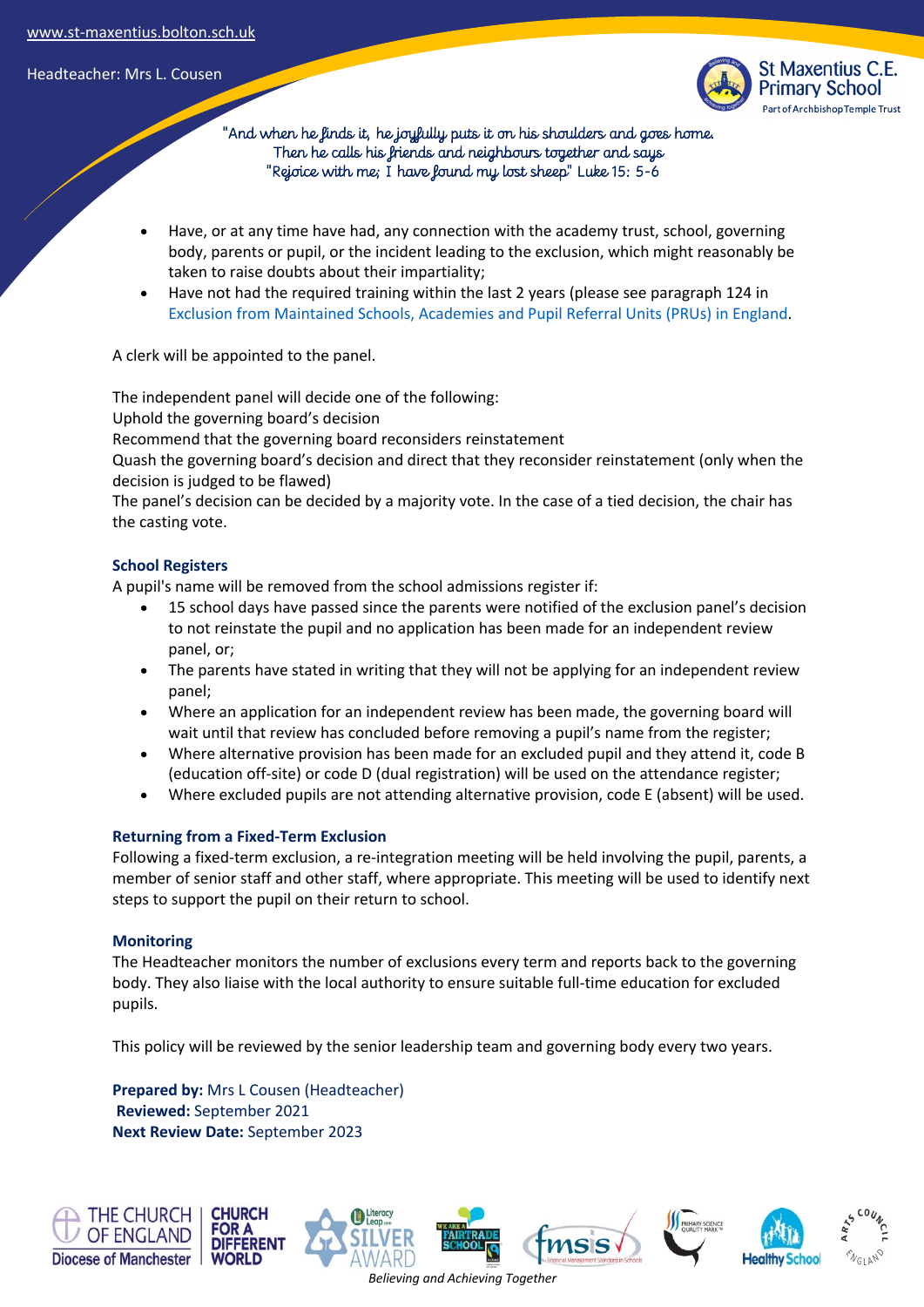- Have, or at any time have had, any connection with the academy trust, school, governing body, parents or pupil, or the incident leading to the exclusion, which might reasonably be taken to raise doubts about their impartiality;
- Have not had the required training within the last 2 years (please see paragraph 124 in Exclusion from Maintained Schools, Academies and Pupil Referral Units (PRUs) in England.

A clerk will be appointed to the panel.

The independent panel will decide one of the following:
Uphold the governing board's decision
Recommend that the governing board reconsiders reinstatement
Quash the governing board's decision and direct that they reconsider reinstatement (only when the decision is judged to be flawed)
The panel's decision can be decided by a majority vote. In the case of a tied decision, the chair has the casting vote.

### School Registers

A pupil's name will be removed from the school admissions register if:

- 15 school days have passed since the parents were notified of the exclusion panel's decision to not reinstate the pupil and no application has been made for an independent review panel, or;
- The parents have stated in writing that they will not be applying for an independent review panel;
- Where an application for an independent review has been made, the governing board will wait until that review has concluded before removing a pupil's name from the register;
- Where alternative provision has been made for an excluded pupil and they attend it, code B (education off-site) or code D (dual registration) will be used on the attendance register;
- Where excluded pupils are not attending alternative provision, code E (absent) will be used.

### Returning from a Fixed-Term Exclusion

Following a fixed-term exclusion, a re-integration meeting will be held involving the pupil, parents, a member of senior staff and other staff, where appropriate. This meeting will be used to identify next steps to support the pupil on their return to school.

### Monitoring

The Headteacher monitors the number of exclusions every term and reports back to the governing body. They also liaise with the local authority to ensure suitable full-time education for excluded pupils.

This policy will be reviewed by the senior leadership team and governing body every two years.

**Prepared by:** Mrs L Cousen (Headteacher)
**Reviewed:** September 2021
**Next Review Date:** September 2023